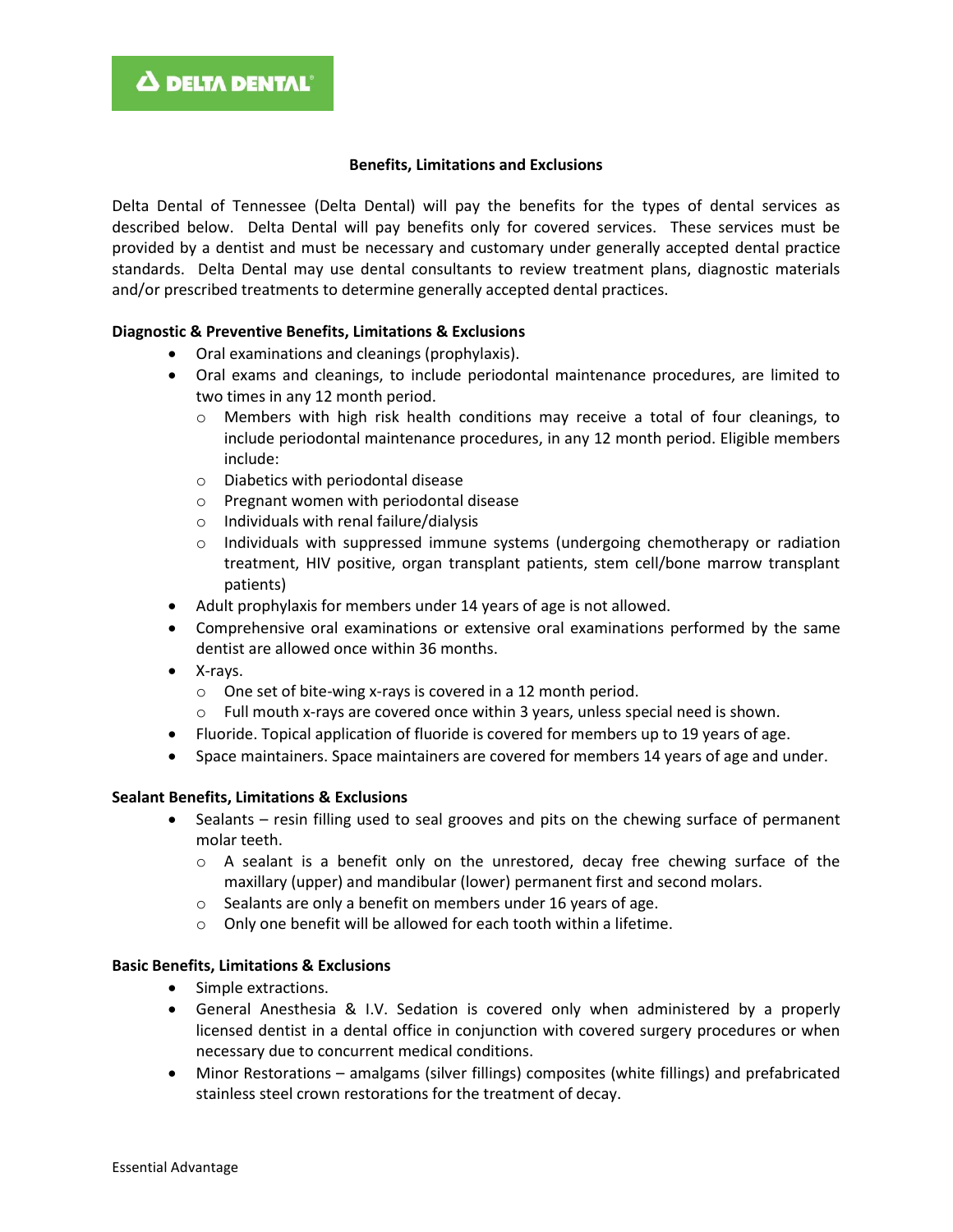DELTA DENTAL

## Benefits, Limitations and Exclusions

Delta Dental of Tennessee (Delta Dental) will pay the benefits for the types of dental services as described below. Delta Dental will pay benefits only for covered services. These services must be provided by a dentist and must be necessary and customary under generally accepted dental practice standards. Delta Dental may use dental consultants to review treatment plans, diagnostic materials and/or prescribed treatments to determine generally accepted dental practices.

### Diagnostic & Preventive Benefits, Limitations & Exclusions

- Oral examinations and cleanings (prophylaxis).
- Oral exams and cleanings, to include periodontal maintenance procedures, are limited to two times in any 12 month period.
  - Members with high risk health conditions may receive a total of four cleanings, to include periodontal maintenance procedures, in any 12 month period. Eligible members include:
  - Diabetics with periodontal disease
  - Pregnant women with periodontal disease
  - Individuals with renal failure/dialysis
  - Individuals with suppressed immune systems (undergoing chemotherapy or radiation treatment, HIV positive, organ transplant patients, stem cell/bone marrow transplant patients)
- Adult prophylaxis for members under 14 years of age is not allowed.
- Comprehensive oral examinations or extensive oral examinations performed by the same dentist are allowed once within 36 months.
- X-rays.
  - One set of bite-wing x-rays is covered in a 12 month period.
  - Full mouth x-rays are covered once within 3 years, unless special need is shown.
- Fluoride. Topical application of fluoride is covered for members up to 19 years of age.
- Space maintainers. Space maintainers are covered for members 14 years of age and under.

### Sealant Benefits, Limitations & Exclusions

- Sealants – resin filling used to seal grooves and pits on the chewing surface of permanent molar teeth.
  - A sealant is a benefit only on the unrestored, decay free chewing surface of the maxillary (upper) and mandibular (lower) permanent first and second molars.
  - Sealants are only a benefit on members under 16 years of age.
  - Only one benefit will be allowed for each tooth within a lifetime.

### Basic Benefits, Limitations & Exclusions

- Simple extractions.
- General Anesthesia & I.V. Sedation is covered only when administered by a properly licensed dentist in a dental office in conjunction with covered surgery procedures or when necessary due to concurrent medical conditions.
- Minor Restorations – amalgams (silver fillings) composites (white fillings) and prefabricated stainless steel crown restorations for the treatment of decay.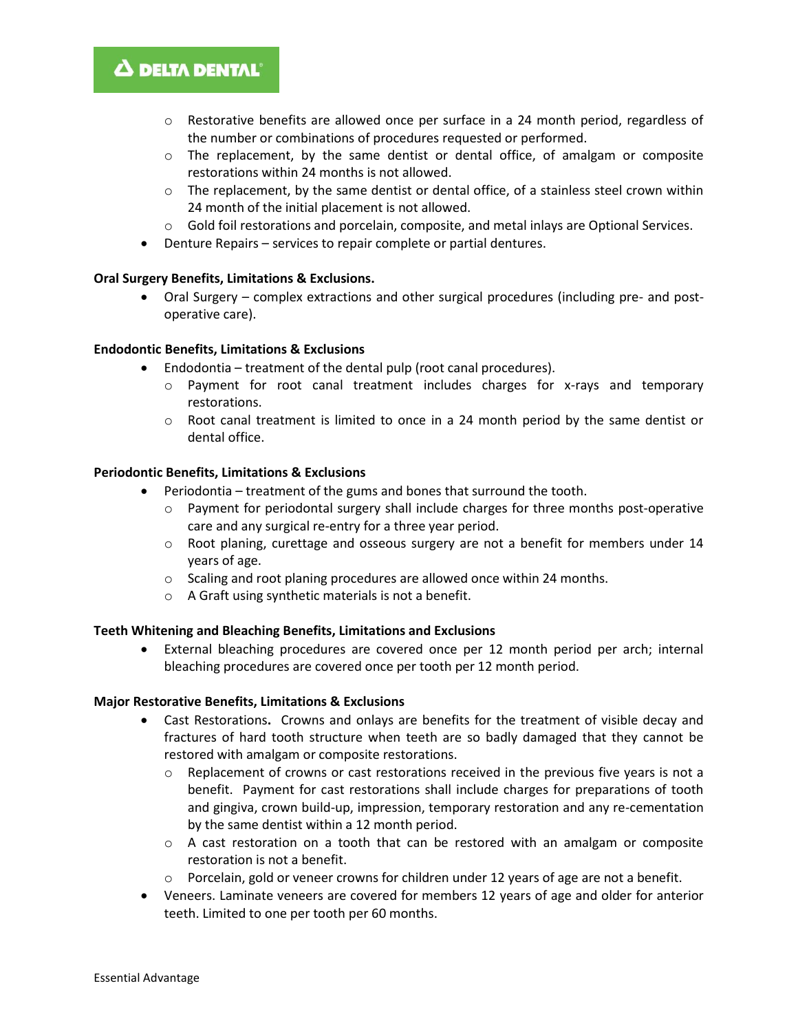- Restorative benefits are allowed once per surface in a 24 month period, regardless of the number or combinations of procedures requested or performed.
  - The replacement, by the same dentist or dental office, of amalgam or composite restorations within 24 months is not allowed.
  - The replacement, by the same dentist or dental office, of a stainless steel crown within 24 month of the initial placement is not allowed.
  - Gold foil restorations and porcelain, composite, and metal inlays are Optional Services.
- Denture Repairs – services to repair complete or partial dentures.

**Oral Surgery Benefits, Limitations & Exclusions.**

- Oral Surgery – complex extractions and other surgical procedures (including pre- and post-operative care).

**Endodontic Benefits, Limitations & Exclusions**

- Endodontia – treatment of the dental pulp (root canal procedures).
  - Payment for root canal treatment includes charges for x-rays and temporary restorations.
  - Root canal treatment is limited to once in a 24 month period by the same dentist or dental office.

**Periodontic Benefits, Limitations & Exclusions**

- Periodontia – treatment of the gums and bones that surround the tooth.
  - Payment for periodontal surgery shall include charges for three months post-operative care and any surgical re-entry for a three year period.
  - Root planing, curettage and osseous surgery are not a benefit for members under 14 years of age.
  - Scaling and root planing procedures are allowed once within 24 months.
  - A Graft using synthetic materials is not a benefit.

**Teeth Whitening and Bleaching Benefits, Limitations and Exclusions**

- External bleaching procedures are covered once per 12 month period per arch; internal bleaching procedures are covered once per tooth per 12 month period.

**Major Restorative Benefits, Limitations & Exclusions**

- Cast Restorations**.** Crowns and onlays are benefits for the treatment of visible decay and fractures of hard tooth structure when teeth are so badly damaged that they cannot be restored with amalgam or composite restorations.
  - Replacement of crowns or cast restorations received in the previous five years is not a benefit. Payment for cast restorations shall include charges for preparations of tooth and gingiva, crown build-up, impression, temporary restoration and any re-cementation by the same dentist within a 12 month period.
  - A cast restoration on a tooth that can be restored with an amalgam or composite restoration is not a benefit.
  - Porcelain, gold or veneer crowns for children under 12 years of age are not a benefit.
- Veneers. Laminate veneers are covered for members 12 years of age and older for anterior teeth. Limited to one per tooth per 60 months.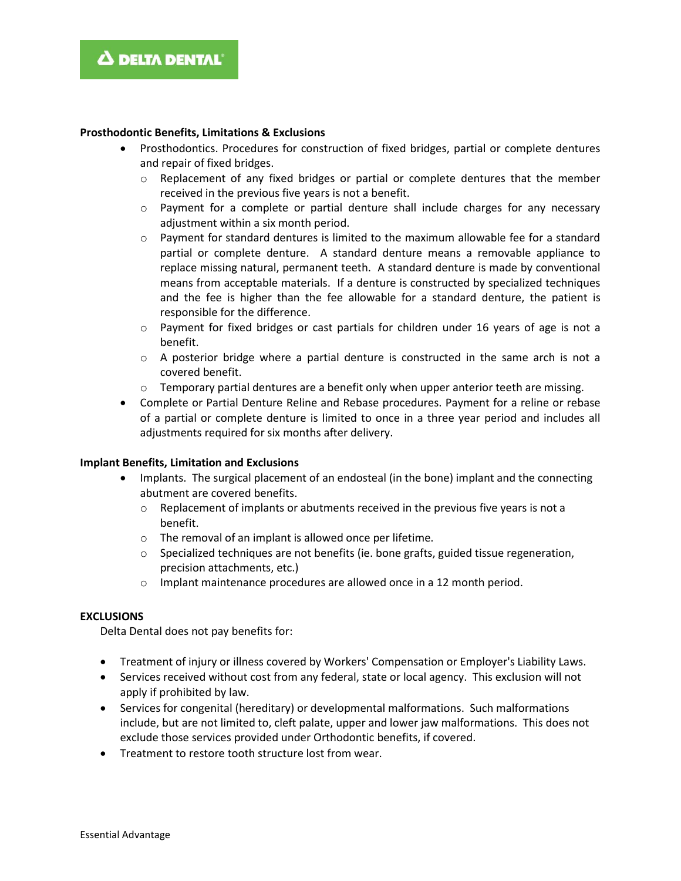**Prosthodontic Benefits, Limitations & Exclusions**

- Prosthodontics. Procedures for construction of fixed bridges, partial or complete dentures and repair of fixed bridges.
  - Replacement of any fixed bridges or partial or complete dentures that the member received in the previous five years is not a benefit.
  - Payment for a complete or partial denture shall include charges for any necessary adjustment within a six month period.
  - Payment for standard dentures is limited to the maximum allowable fee for a standard partial or complete denture. A standard denture means a removable appliance to replace missing natural, permanent teeth. A standard denture is made by conventional means from acceptable materials. If a denture is constructed by specialized techniques and the fee is higher than the fee allowable for a standard denture, the patient is responsible for the difference.
  - Payment for fixed bridges or cast partials for children under 16 years of age is not a benefit.
  - A posterior bridge where a partial denture is constructed in the same arch is not a covered benefit.
  - Temporary partial dentures are a benefit only when upper anterior teeth are missing.
- Complete or Partial Denture Reline and Rebase procedures. Payment for a reline or rebase of a partial or complete denture is limited to once in a three year period and includes all adjustments required for six months after delivery.

**Implant Benefits, Limitation and Exclusions**

- Implants. The surgical placement of an endosteal (in the bone) implant and the connecting abutment are covered benefits.
  - Replacement of implants or abutments received in the previous five years is not a benefit.
  - The removal of an implant is allowed once per lifetime.
  - Specialized techniques are not benefits (ie. bone grafts, guided tissue regeneration, precision attachments, etc.)
  - Implant maintenance procedures are allowed once in a 12 month period.

**EXCLUSIONS**

Delta Dental does not pay benefits for:

- Treatment of injury or illness covered by Workers' Compensation or Employer's Liability Laws.
- Services received without cost from any federal, state or local agency. This exclusion will not apply if prohibited by law.
- Services for congenital (hereditary) or developmental malformations. Such malformations include, but are not limited to, cleft palate, upper and lower jaw malformations. This does not exclude those services provided under Orthodontic benefits, if covered.
- Treatment to restore tooth structure lost from wear.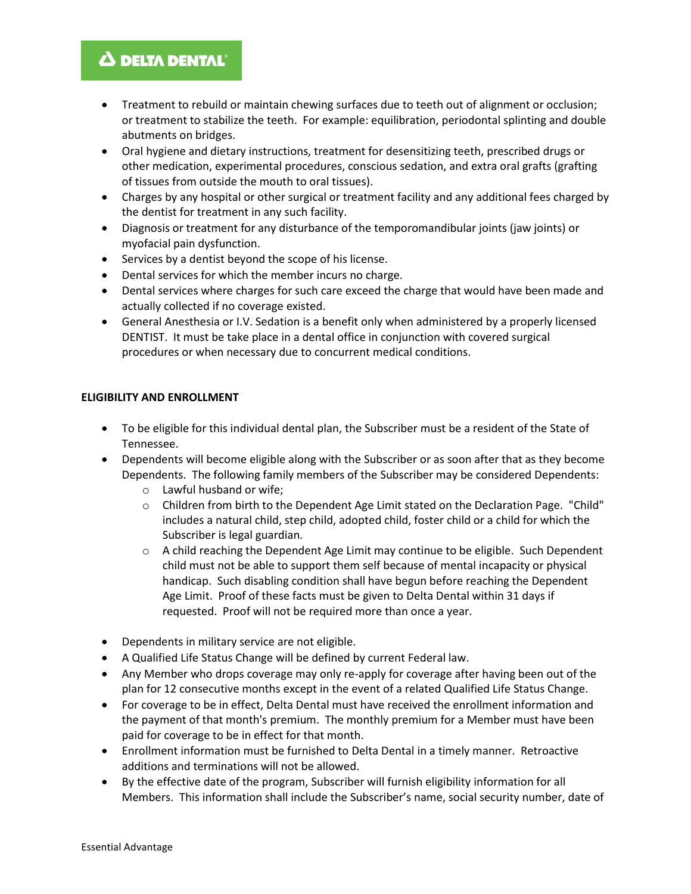- Treatment to rebuild or maintain chewing surfaces due to teeth out of alignment or occlusion; or treatment to stabilize the teeth. For example: equilibration, periodontal splinting and double abutments on bridges.
- Oral hygiene and dietary instructions, treatment for desensitizing teeth, prescribed drugs or other medication, experimental procedures, conscious sedation, and extra oral grafts (grafting of tissues from outside the mouth to oral tissues).
- Charges by any hospital or other surgical or treatment facility and any additional fees charged by the dentist for treatment in any such facility.
- Diagnosis or treatment for any disturbance of the temporomandibular joints (jaw joints) or myofacial pain dysfunction.
- Services by a dentist beyond the scope of his license.
- Dental services for which the member incurs no charge.
- Dental services where charges for such care exceed the charge that would have been made and actually collected if no coverage existed.
- General Anesthesia or I.V. Sedation is a benefit only when administered by a properly licensed DENTIST. It must be take place in a dental office in conjunction with covered surgical procedures or when necessary due to concurrent medical conditions.

**ELIGIBILITY AND ENROLLMENT**

- To be eligible for this individual dental plan, the Subscriber must be a resident of the State of Tennessee.
- Dependents will become eligible along with the Subscriber or as soon after that as they become Dependents. The following family members of the Subscriber may be considered Dependents:
  - Lawful husband or wife;
  - Children from birth to the Dependent Age Limit stated on the Declaration Page. "Child" includes a natural child, step child, adopted child, foster child or a child for which the Subscriber is legal guardian.
  - A child reaching the Dependent Age Limit may continue to be eligible. Such Dependent child must not be able to support them self because of mental incapacity or physical handicap. Such disabling condition shall have begun before reaching the Dependent Age Limit. Proof of these facts must be given to Delta Dental within 31 days if requested. Proof will not be required more than once a year.
- Dependents in military service are not eligible.
- A Qualified Life Status Change will be defined by current Federal law.
- Any Member who drops coverage may only re-apply for coverage after having been out of the plan for 12 consecutive months except in the event of a related Qualified Life Status Change.
- For coverage to be in effect, Delta Dental must have received the enrollment information and the payment of that month's premium. The monthly premium for a Member must have been paid for coverage to be in effect for that month.
- Enrollment information must be furnished to Delta Dental in a timely manner. Retroactive additions and terminations will not be allowed.
- By the effective date of the program, Subscriber will furnish eligibility information for all Members. This information shall include the Subscriber's name, social security number, date of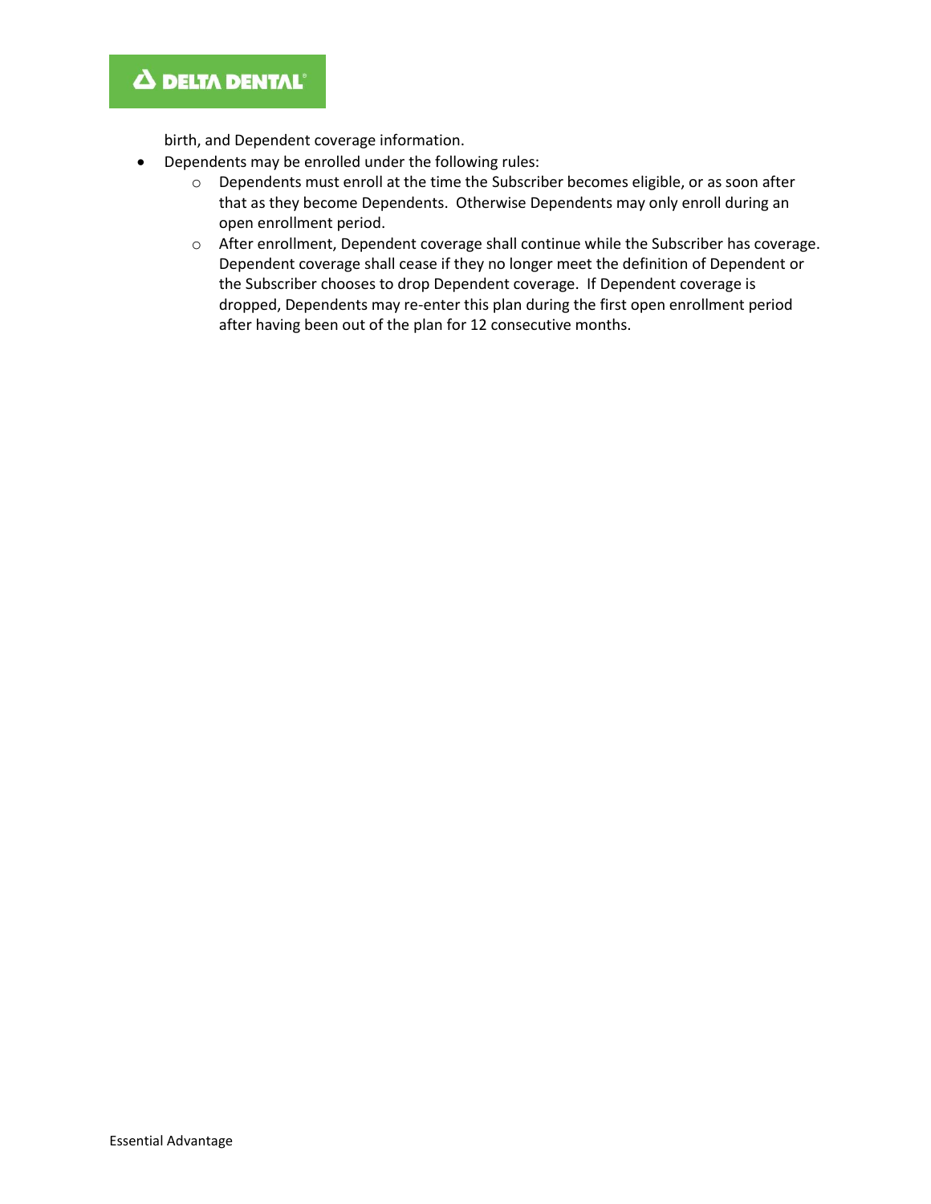birth, and Dependent coverage information.

- Dependents may be enrolled under the following rules:
    - Dependents must enroll at the time the Subscriber becomes eligible, or as soon after that as they become Dependents. Otherwise Dependents may only enroll during an open enrollment period.
    - After enrollment, Dependent coverage shall continue while the Subscriber has coverage. Dependent coverage shall cease if they no longer meet the definition of Dependent or the Subscriber chooses to drop Dependent coverage. If Dependent coverage is dropped, Dependents may re-enter this plan during the first open enrollment period after having been out of the plan for 12 consecutive months.